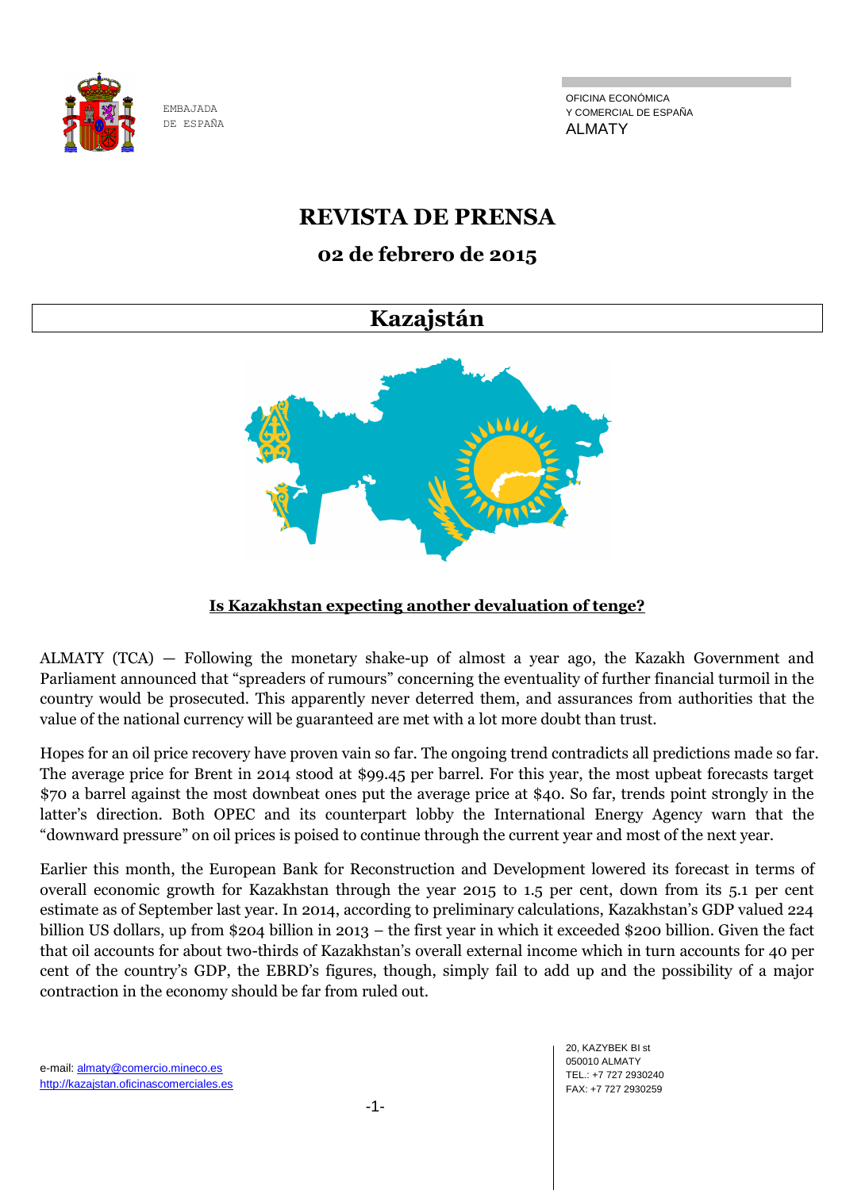EMBAJADA DE ESPAÑA

OFICINA ECONÓMICA Y COMERCIAL DE ESPAÑA
ALMATY

# REVISTA DE PRENSA

## 02 de febrero de 2015

## Kazajstán

**Is Kazakhstan expecting another devaluation of tenge?**

ALMATY (TCA) — Following the monetary shake-up of almost a year ago, the Kazakh Government and Parliament announced that "spreaders of rumours" concerning the eventuality of further financial turmoil in the country would be prosecuted. This apparently never deterred them, and assurances from authorities that the value of the national currency will be guaranteed are met with a lot more doubt than trust.

Hopes for an oil price recovery have proven vain so far. The ongoing trend contradicts all predictions made so far. The average price for Brent in 2014 stood at $99.45 per barrel. For this year, the most upbeat forecasts target $70 a barrel against the most downbeat ones put the average price at $40. So far, trends point strongly in the latter's direction. Both OPEC and its counterpart lobby the International Energy Agency warn that the "downward pressure" on oil prices is poised to continue through the current year and most of the next year.

Earlier this month, the European Bank for Reconstruction and Development lowered its forecast in terms of overall economic growth for Kazakhstan through the year 2015 to 1.5 per cent, down from its 5.1 per cent estimate as of September last year. In 2014, according to preliminary calculations, Kazakhstan's GDP valued 224 billion US dollars, up from $204 billion in 2013 – the first year in which it exceeded $200 billion. Given the fact that oil accounts for about two-thirds of Kazakhstan's overall external income which in turn accounts for 40 per cent of the country's GDP, the EBRD's figures, though, simply fail to add up and the possibility of a major contraction in the economy should be far from ruled out.

e-mail: almaty@comercio.mineco.es
http://kazajstan.oficinascomerciales.es

20, KAZYBEK BI st
050010 ALMATY
TEL.: +7 727 2930240
FAX: +7 727 2930259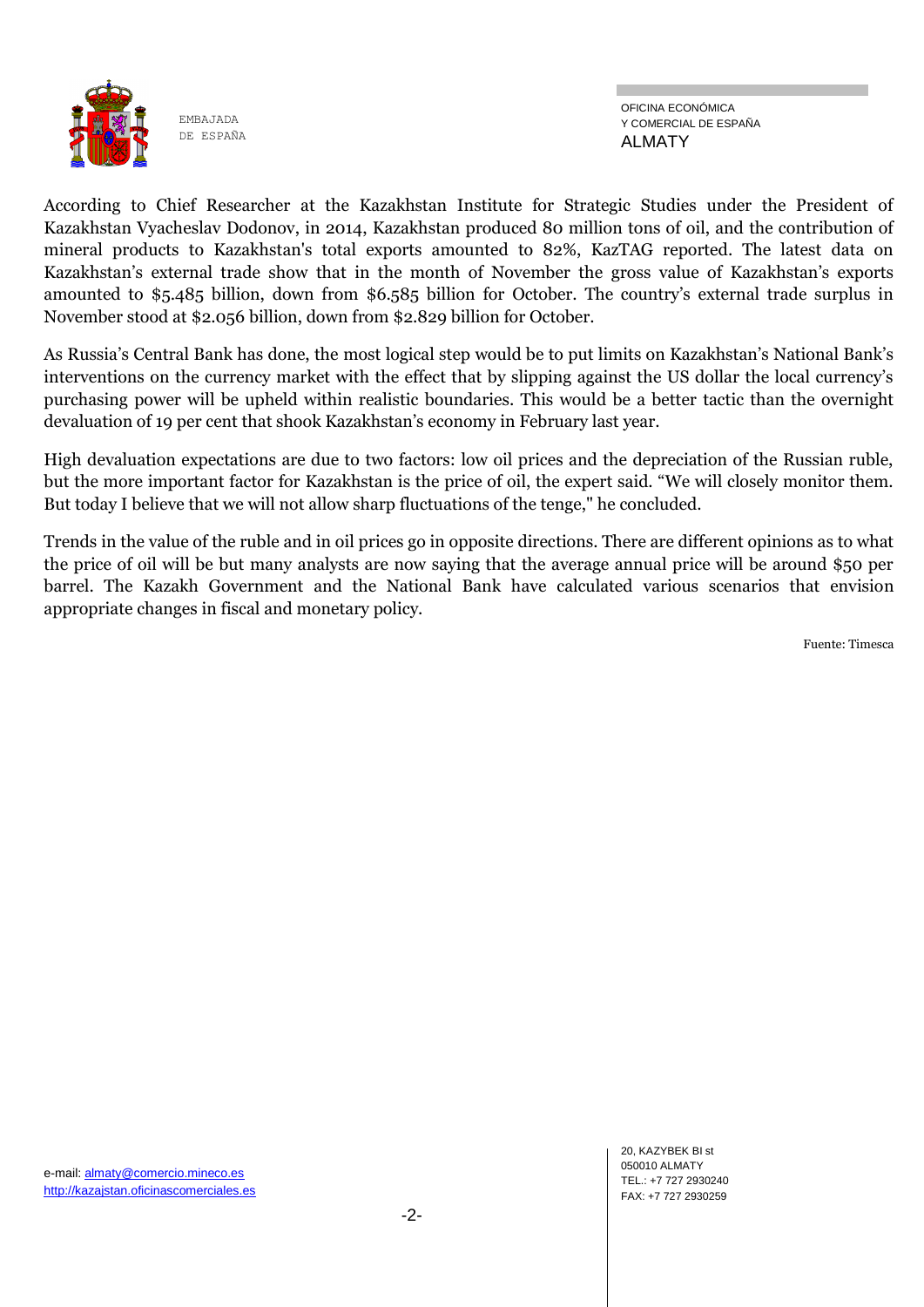According to Chief Researcher at the Kazakhstan Institute for Strategic Studies under the President of Kazakhstan Vyacheslav Dodonov, in 2014, Kazakhstan produced 80 million tons of oil, and the contribution of mineral products to Kazakhstan's total exports amounted to 82%, KazTAG reported. The latest data on Kazakhstan's external trade show that in the month of November the gross value of Kazakhstan's exports amounted to $5.485 billion, down from $6.585 billion for October. The country's external trade surplus in November stood at $2.056 billion, down from $2.829 billion for October.

As Russia's Central Bank has done, the most logical step would be to put limits on Kazakhstan's National Bank's interventions on the currency market with the effect that by slipping against the US dollar the local currency's purchasing power will be upheld within realistic boundaries. This would be a better tactic than the overnight devaluation of 19 per cent that shook Kazakhstan's economy in February last year.

High devaluation expectations are due to two factors: low oil prices and the depreciation of the Russian ruble, but the more important factor for Kazakhstan is the price of oil, the expert said. "We will closely monitor them. But today I believe that we will not allow sharp fluctuations of the tenge," he concluded.

Trends in the value of the ruble and in oil prices go in opposite directions. There are different opinions as to what the price of oil will be but many analysts are now saying that the average annual price will be around $50 per barrel. The Kazakh Government and the National Bank have calculated various scenarios that envision appropriate changes in fiscal and monetary policy.

Fuente: Timesca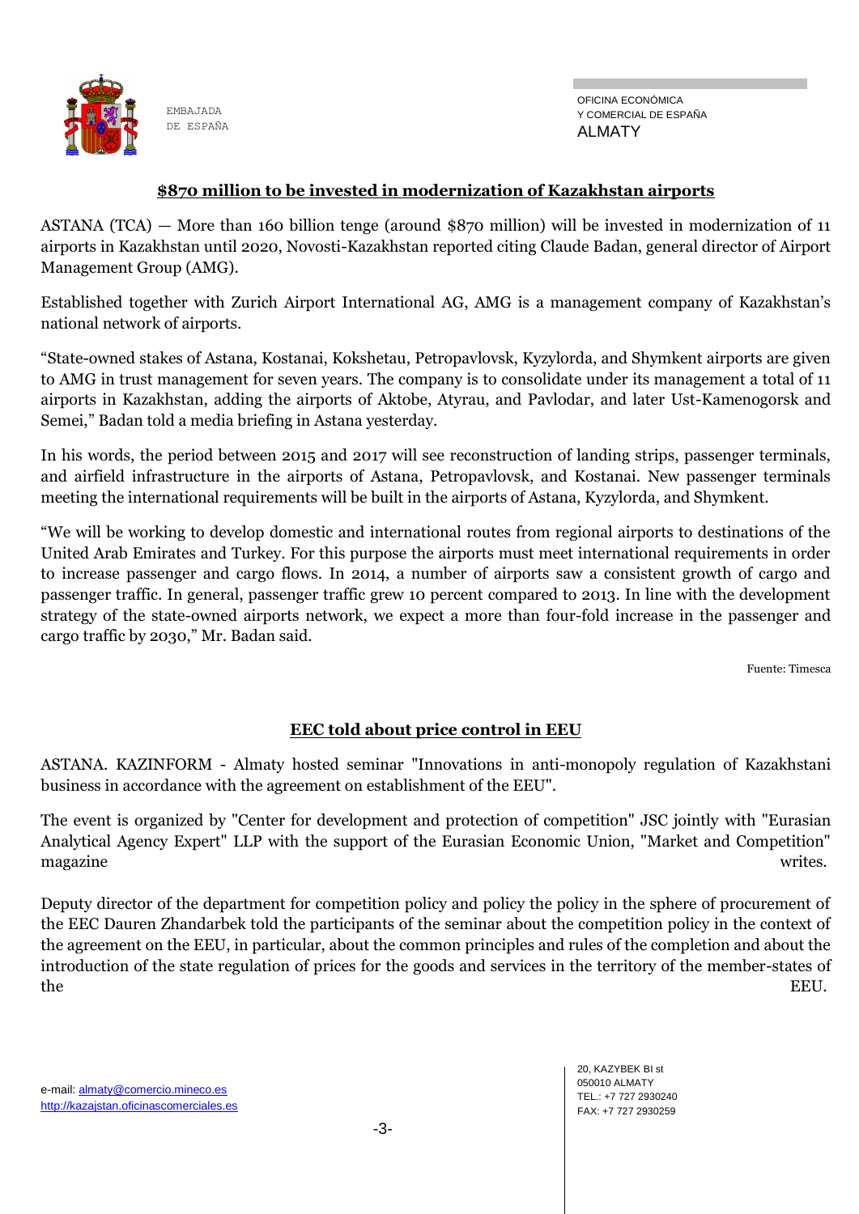## $870 million to be invested in modernization of Kazakhstan airports

ASTANA (TCA) — More than 160 billion tenge (around $870 million) will be invested in modernization of 11 airports in Kazakhstan until 2020, Novosti-Kazakhstan reported citing Claude Badan, general director of Airport Management Group (AMG).

Established together with Zurich Airport International AG, AMG is a management company of Kazakhstan's national network of airports.

"State-owned stakes of Astana, Kostanai, Kokshetau, Petropavlovsk, Kyzylorda, and Shymkent airports are given to AMG in trust management for seven years. The company is to consolidate under its management a total of 11 airports in Kazakhstan, adding the airports of Aktobe, Atyrau, and Pavlodar, and later Ust-Kamenogorsk and Semei," Badan told a media briefing in Astana yesterday.

In his words, the period between 2015 and 2017 will see reconstruction of landing strips, passenger terminals, and airfield infrastructure in the airports of Astana, Petropavlovsk, and Kostanai. New passenger terminals meeting the international requirements will be built in the airports of Astana, Kyzylorda, and Shymkent.

"We will be working to develop domestic and international routes from regional airports to destinations of the United Arab Emirates and Turkey. For this purpose the airports must meet international requirements in order to increase passenger and cargo flows. In 2014, a number of airports saw a consistent growth of cargo and passenger traffic. In general, passenger traffic grew 10 percent compared to 2013. In line with the development strategy of the state-owned airports network, we expect a more than four-fold increase in the passenger and cargo traffic by 2030," Mr. Badan said.

Fuente: Timesca

## EEC told about price control in EEU

ASTANA. KAZINFORM - Almaty hosted seminar "Innovations in anti-monopoly regulation of Kazakhstani business in accordance with the agreement on establishment of the EEU".

The event is organized by "Center for development and protection of competition" JSC jointly with "Eurasian Analytical Agency Expert" LLP with the support of the Eurasian Economic Union, "Market and Competition" magazine writes.

Deputy director of the department for competition policy and policy the policy in the sphere of procurement of the EEC Dauren Zhandarbek told the participants of the seminar about the competition policy in the context of the agreement on the EEU, in particular, about the common principles and rules of the completion and about the introduction of the state regulation of prices for the goods and services in the territory of the member-states of the EEU.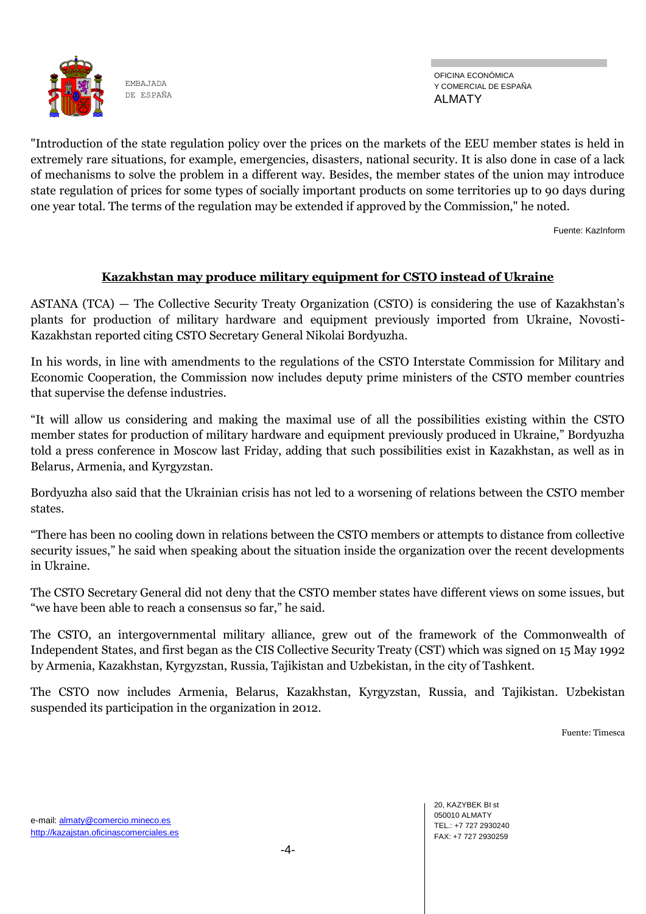"Introduction of the state regulation policy over the prices on the markets of the EEU member states is held in extremely rare situations, for example, emergencies, disasters, national security. It is also done in case of a lack of mechanisms to solve the problem in a different way. Besides, the member states of the union may introduce state regulation of prices for some types of socially important products on some territories up to 90 days during one year total. The terms of the regulation may be extended if approved by the Commission," he noted.

Fuente: KazInform

## Kazakhstan may produce military equipment for CSTO instead of Ukraine

ASTANA (TCA) — The Collective Security Treaty Organization (CSTO) is considering the use of Kazakhstan's plants for production of military hardware and equipment previously imported from Ukraine, Novosti-Kazakhstan reported citing CSTO Secretary General Nikolai Bordyuzha.

In his words, in line with amendments to the regulations of the CSTO Interstate Commission for Military and Economic Cooperation, the Commission now includes deputy prime ministers of the CSTO member countries that supervise the defense industries.

"It will allow us considering and making the maximal use of all the possibilities existing within the CSTO member states for production of military hardware and equipment previously produced in Ukraine," Bordyuzha told a press conference in Moscow last Friday, adding that such possibilities exist in Kazakhstan, as well as in Belarus, Armenia, and Kyrgyzstan.

Bordyuzha also said that the Ukrainian crisis has not led to a worsening of relations between the CSTO member states.

"There has been no cooling down in relations between the CSTO members or attempts to distance from collective security issues," he said when speaking about the situation inside the organization over the recent developments in Ukraine.

The CSTO Secretary General did not deny that the CSTO member states have different views on some issues, but "we have been able to reach a consensus so far," he said.

The CSTO, an intergovernmental military alliance, grew out of the framework of the Commonwealth of Independent States, and first began as the CIS Collective Security Treaty (CST) which was signed on 15 May 1992 by Armenia, Kazakhstan, Kyrgyzstan, Russia, Tajikistan and Uzbekistan, in the city of Tashkent.

The CSTO now includes Armenia, Belarus, Kazakhstan, Kyrgyzstan, Russia, and Tajikistan. Uzbekistan suspended its participation in the organization in 2012.

Fuente: Timesca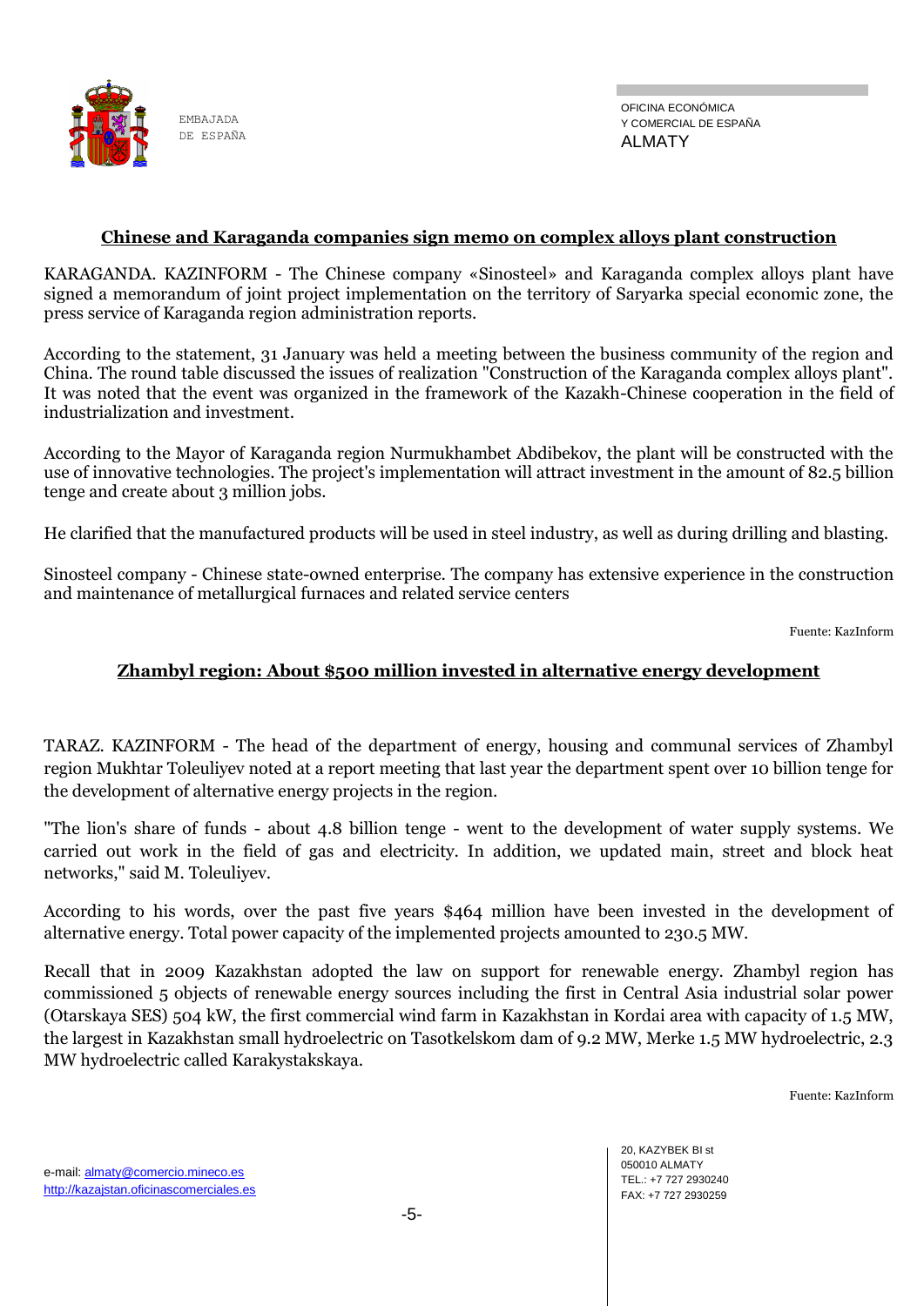## Chinese and Karaganda companies sign memo on complex alloys plant construction

KARAGANDA. KAZINFORM - The Chinese company «Sinosteel» and Karaganda complex alloys plant have signed a memorandum of joint project implementation on the territory of Saryarka special economic zone, the press service of Karaganda region administration reports.

According to the statement, 31 January was held a meeting between the business community of the region and China. The round table discussed the issues of realization "Construction of the Karaganda complex alloys plant". It was noted that the event was organized in the framework of the Kazakh-Chinese cooperation in the field of industrialization and investment.

According to the Mayor of Karaganda region Nurmukhambet Abdibekov, the plant will be constructed with the use of innovative technologies. The project's implementation will attract investment in the amount of 82.5 billion tenge and create about 3 million jobs.

He clarified that the manufactured products will be used in steel industry, as well as during drilling and blasting.

Sinosteel company - Chinese state-owned enterprise. The company has extensive experience in the construction and maintenance of metallurgical furnaces and related service centers

Fuente: KazInform

## Zhambyl region: About $500 million invested in alternative energy development

TARAZ. KAZINFORM - The head of the department of energy, housing and communal services of Zhambyl region Mukhtar Toleuliyev noted at a report meeting that last year the department spent over 10 billion tenge for the development of alternative energy projects in the region.

"The lion's share of funds - about 4.8 billion tenge - went to the development of water supply systems. We carried out work in the field of gas and electricity. In addition, we updated main, street and block heat networks," said M. Toleuliyev.

According to his words, over the past five years $464 million have been invested in the development of alternative energy. Total power capacity of the implemented projects amounted to 230.5 MW.

Recall that in 2009 Kazakhstan adopted the law on support for renewable energy. Zhambyl region has commissioned 5 objects of renewable energy sources including the first in Central Asia industrial solar power (Otarskaya SES) 504 kW, the first commercial wind farm in Kazakhstan in Kordai area with capacity of 1.5 MW, the largest in Kazakhstan small hydroelectric on Tasotkelskom dam of 9.2 MW, Merke 1.5 MW hydroelectric, 2.3 MW hydroelectric called Karakystakskaya.

Fuente: KazInform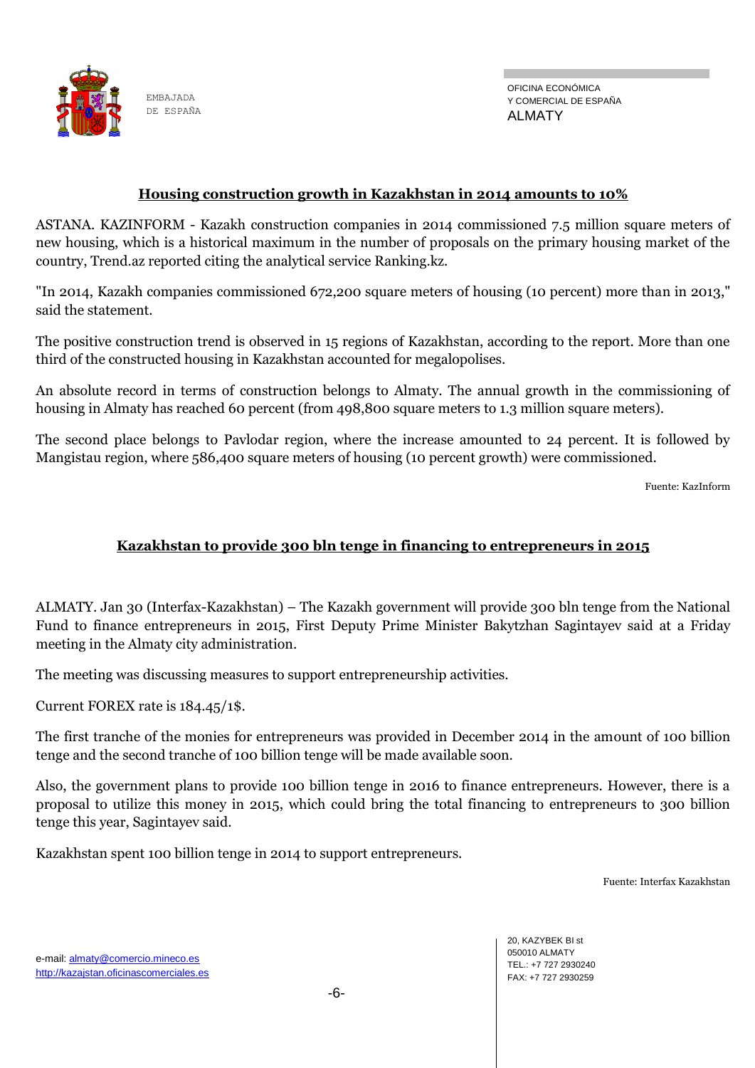## Housing construction growth in Kazakhstan in 2014 amounts to 10%

ASTANA. KAZINFORM - Kazakh construction companies in 2014 commissioned 7.5 million square meters of new housing, which is a historical maximum in the number of proposals on the primary housing market of the country, Trend.az reported citing the analytical service Ranking.kz.

"In 2014, Kazakh companies commissioned 672,200 square meters of housing (10 percent) more than in 2013," said the statement.

The positive construction trend is observed in 15 regions of Kazakhstan, according to the report. More than one third of the constructed housing in Kazakhstan accounted for megalopolises.

An absolute record in terms of construction belongs to Almaty. The annual growth in the commissioning of housing in Almaty has reached 60 percent (from 498,800 square meters to 1.3 million square meters).

The second place belongs to Pavlodar region, where the increase amounted to 24 percent. It is followed by Mangistau region, where 586,400 square meters of housing (10 percent growth) were commissioned.

Fuente: KazInform

## Kazakhstan to provide 300 bln tenge in financing to entrepreneurs in 2015

ALMATY. Jan 30 (Interfax-Kazakhstan) – The Kazakh government will provide 300 bln tenge from the National Fund to finance entrepreneurs in 2015, First Deputy Prime Minister Bakytzhan Sagintayev said at a Friday meeting in the Almaty city administration.

The meeting was discussing measures to support entrepreneurship activities.

Current FOREX rate is 184.45/1$.

The first tranche of the monies for entrepreneurs was provided in December 2014 in the amount of 100 billion tenge and the second tranche of 100 billion tenge will be made available soon.

Also, the government plans to provide 100 billion tenge in 2016 to finance entrepreneurs. However, there is a proposal to utilize this money in 2015, which could bring the total financing to entrepreneurs to 300 billion tenge this year, Sagintayev said.

Kazakhstan spent 100 billion tenge in 2014 to support entrepreneurs.

Fuente: Interfax Kazakhstan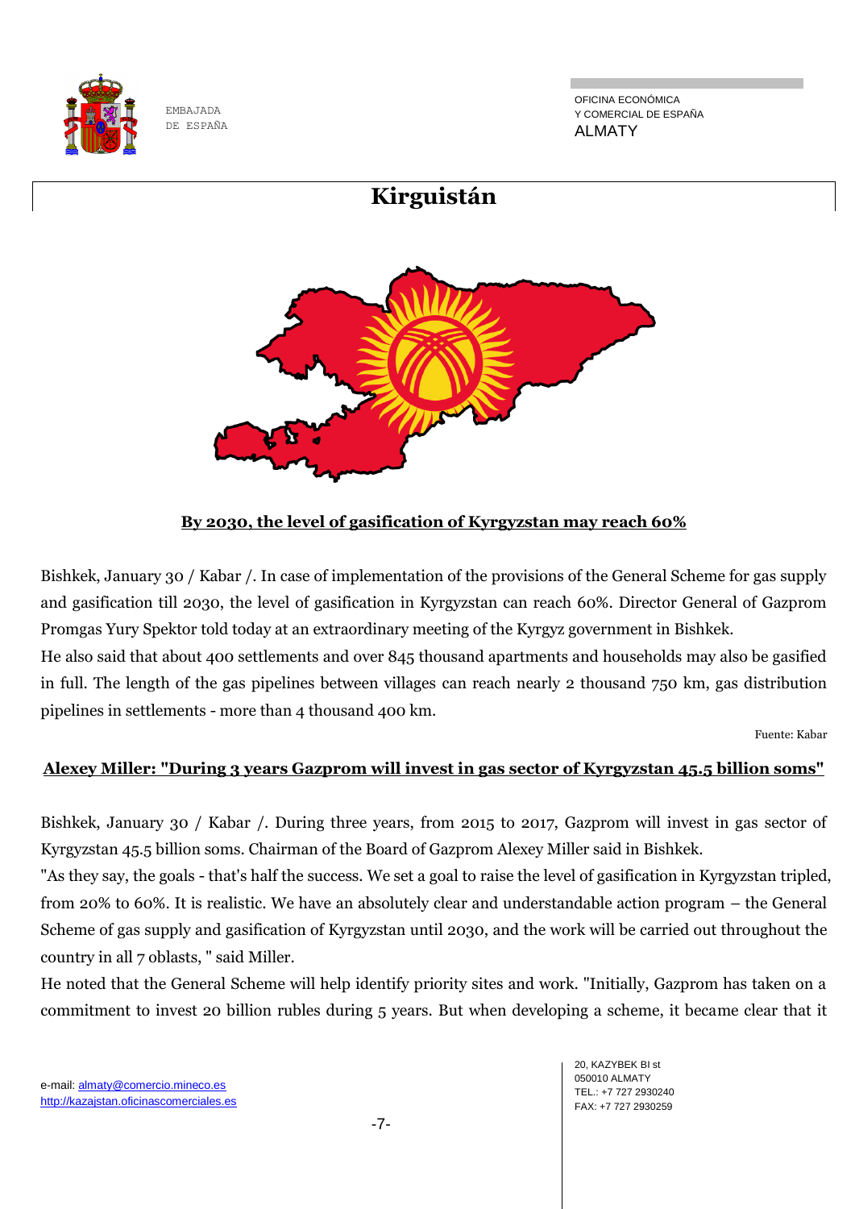# Kirguistán

## By 2030, the level of gasification of Kyrgyzstan may reach 60%

Bishkek, January 30 / Kabar /. In case of implementation of the provisions of the General Scheme for gas supply and gasification till 2030, the level of gasification in Kyrgyzstan can reach 60%. Director General of Gazprom Promgas Yury Spektor told today at an extraordinary meeting of the Kyrgyz government in Bishkek.

He also said that about 400 settlements and over 845 thousand apartments and households may also be gasified in full. The length of the gas pipelines between villages can reach nearly 2 thousand 750 km, gas distribution pipelines in settlements - more than 4 thousand 400 km.

Fuente: Kabar

## Alexey Miller: "During 3 years Gazprom will invest in gas sector of Kyrgyzstan 45.5 billion soms"

Bishkek, January 30 / Kabar /. During three years, from 2015 to 2017, Gazprom will invest in gas sector of Kyrgyzstan 45.5 billion soms. Chairman of the Board of Gazprom Alexey Miller said in Bishkek.

"As they say, the goals - that's half the success. We set a goal to raise the level of gasification in Kyrgyzstan tripled, from 20% to 60%. It is realistic. We have an absolutely clear and understandable action program – the General Scheme of gas supply and gasification of Kyrgyzstan until 2030, and the work will be carried out throughout the country in all 7 oblasts, " said Miller.

He noted that the General Scheme will help identify priority sites and work. "Initially, Gazprom has taken on a commitment to invest 20 billion rubles during 5 years. But when developing a scheme, it became clear that it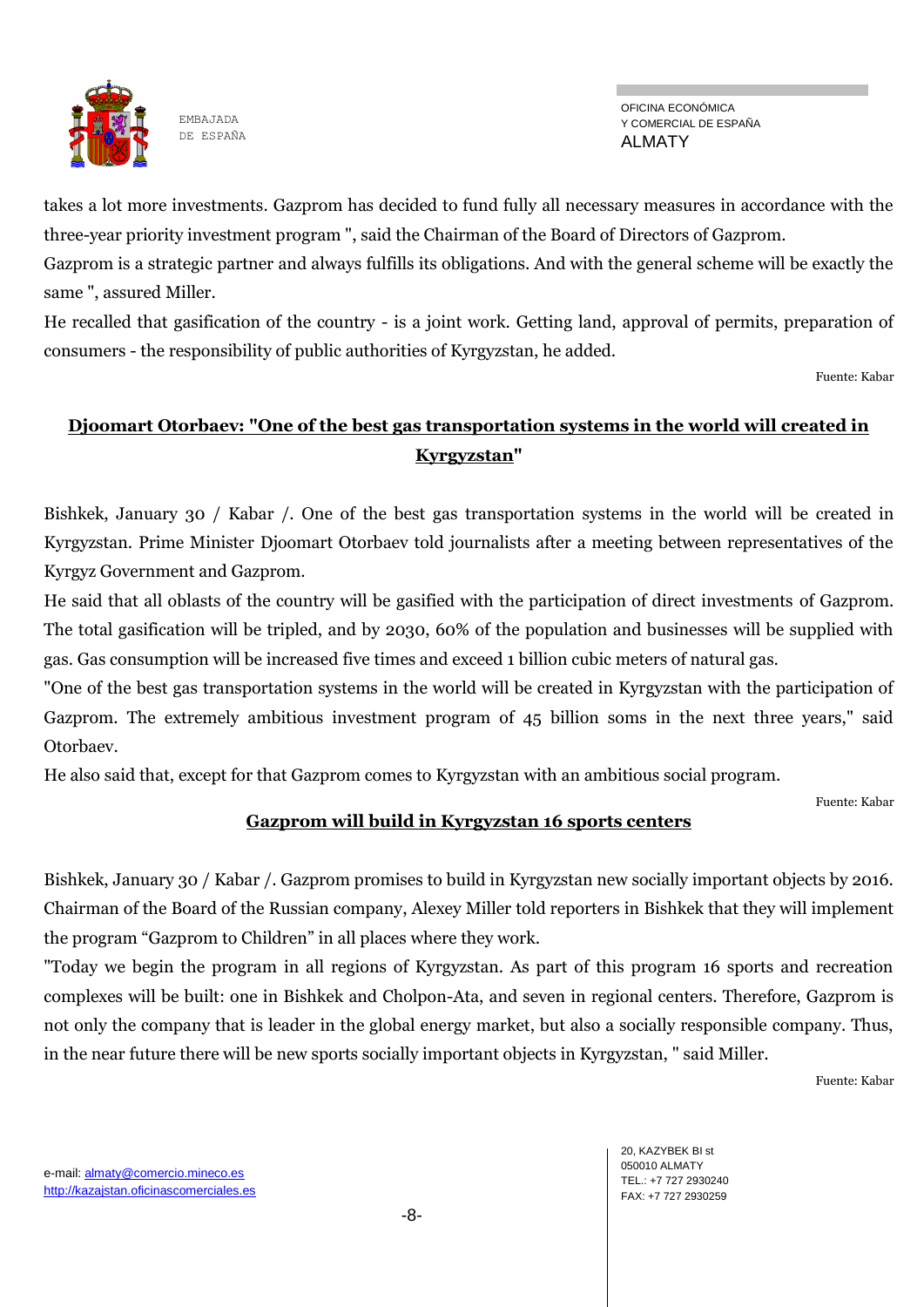takes a lot more investments. Gazprom has decided to fund fully all necessary measures in accordance with the three-year priority investment program ", said the Chairman of the Board of Directors of Gazprom.

Gazprom is a strategic partner and always fulfills its obligations. And with the general scheme will be exactly the same ", assured Miller.

He recalled that gasification of the country - is a joint work. Getting land, approval of permits, preparation of consumers - the responsibility of public authorities of Kyrgyzstan, he added.

Fuente: Kabar

## Djoomart Otorbaev: "One of the best gas transportation systems in the world will created in Kyrgyzstan"

Bishkek, January 30 / Kabar /. One of the best gas transportation systems in the world will be created in Kyrgyzstan. Prime Minister Djoomart Otorbaev told journalists after a meeting between representatives of the Kyrgyz Government and Gazprom.

He said that all oblasts of the country will be gasified with the participation of direct investments of Gazprom. The total gasification will be tripled, and by 2030, 60% of the population and businesses will be supplied with gas. Gas consumption will be increased five times and exceed 1 billion cubic meters of natural gas.

"One of the best gas transportation systems in the world will be created in Kyrgyzstan with the participation of Gazprom. The extremely ambitious investment program of 45 billion soms in the next three years," said Otorbaev.

He also said that, except for that Gazprom comes to Kyrgyzstan with an ambitious social program.

Fuente: Kabar

## Gazprom will build in Kyrgyzstan 16 sports centers

Bishkek, January 30 / Kabar /. Gazprom promises to build in Kyrgyzstan new socially important objects by 2016. Chairman of the Board of the Russian company, Alexey Miller told reporters in Bishkek that they will implement the program "Gazprom to Children" in all places where they work.

"Today we begin the program in all regions of Kyrgyzstan. As part of this program 16 sports and recreation complexes will be built: one in Bishkek and Cholpon-Ata, and seven in regional centers. Therefore, Gazprom is not only the company that is leader in the global energy market, but also a socially responsible company. Thus, in the near future there will be new sports socially important objects in Kyrgyzstan, " said Miller.

Fuente: Kabar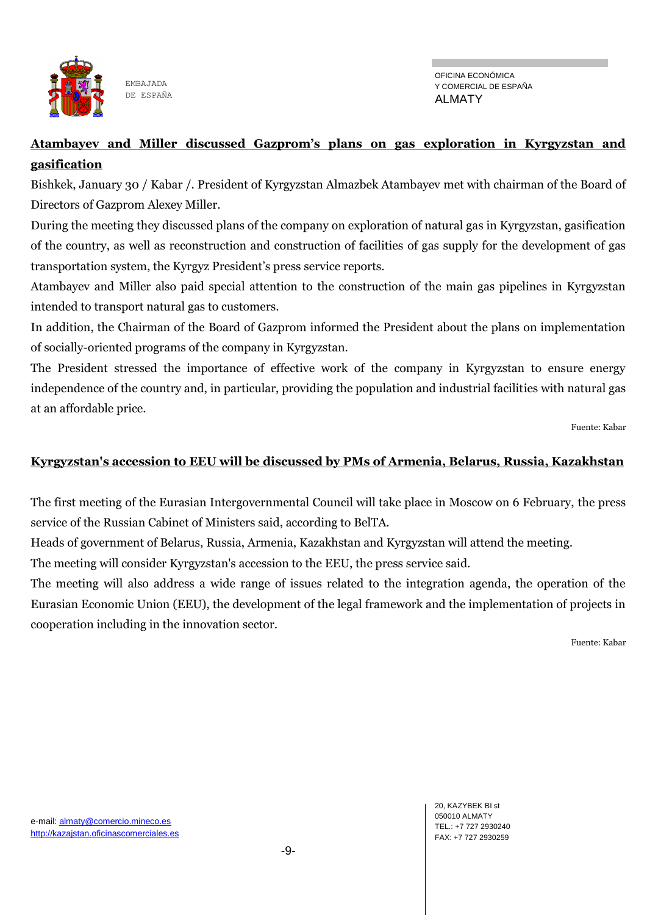## Atambayev and Miller discussed Gazprom's plans on gas exploration in Kyrgyzstan and gasification

Bishkek, January 30 / Kabar /. President of Kyrgyzstan Almazbek Atambayev met with chairman of the Board of Directors of Gazprom Alexey Miller.

During the meeting they discussed plans of the company on exploration of natural gas in Kyrgyzstan, gasification of the country, as well as reconstruction and construction of facilities of gas supply for the development of gas transportation system, the Kyrgyz President's press service reports.

Atambayev and Miller also paid special attention to the construction of the main gas pipelines in Kyrgyzstan intended to transport natural gas to customers.

In addition, the Chairman of the Board of Gazprom informed the President about the plans on implementation of socially-oriented programs of the company in Kyrgyzstan.

The President stressed the importance of effective work of the company in Kyrgyzstan to ensure energy independence of the country and, in particular, providing the population and industrial facilities with natural gas at an affordable price.

Fuente: Kabar

## Kyrgyzstan's accession to EEU will be discussed by PMs of Armenia, Belarus, Russia, Kazakhstan

The first meeting of the Eurasian Intergovernmental Council will take place in Moscow on 6 February, the press service of the Russian Cabinet of Ministers said, according to BelTA.

Heads of government of Belarus, Russia, Armenia, Kazakhstan and Kyrgyzstan will attend the meeting.

The meeting will consider Kyrgyzstan's accession to the EEU, the press service said.

The meeting will also address a wide range of issues related to the integration agenda, the operation of the Eurasian Economic Union (EEU), the development of the legal framework and the implementation of projects in cooperation including in the innovation sector.

Fuente: Kabar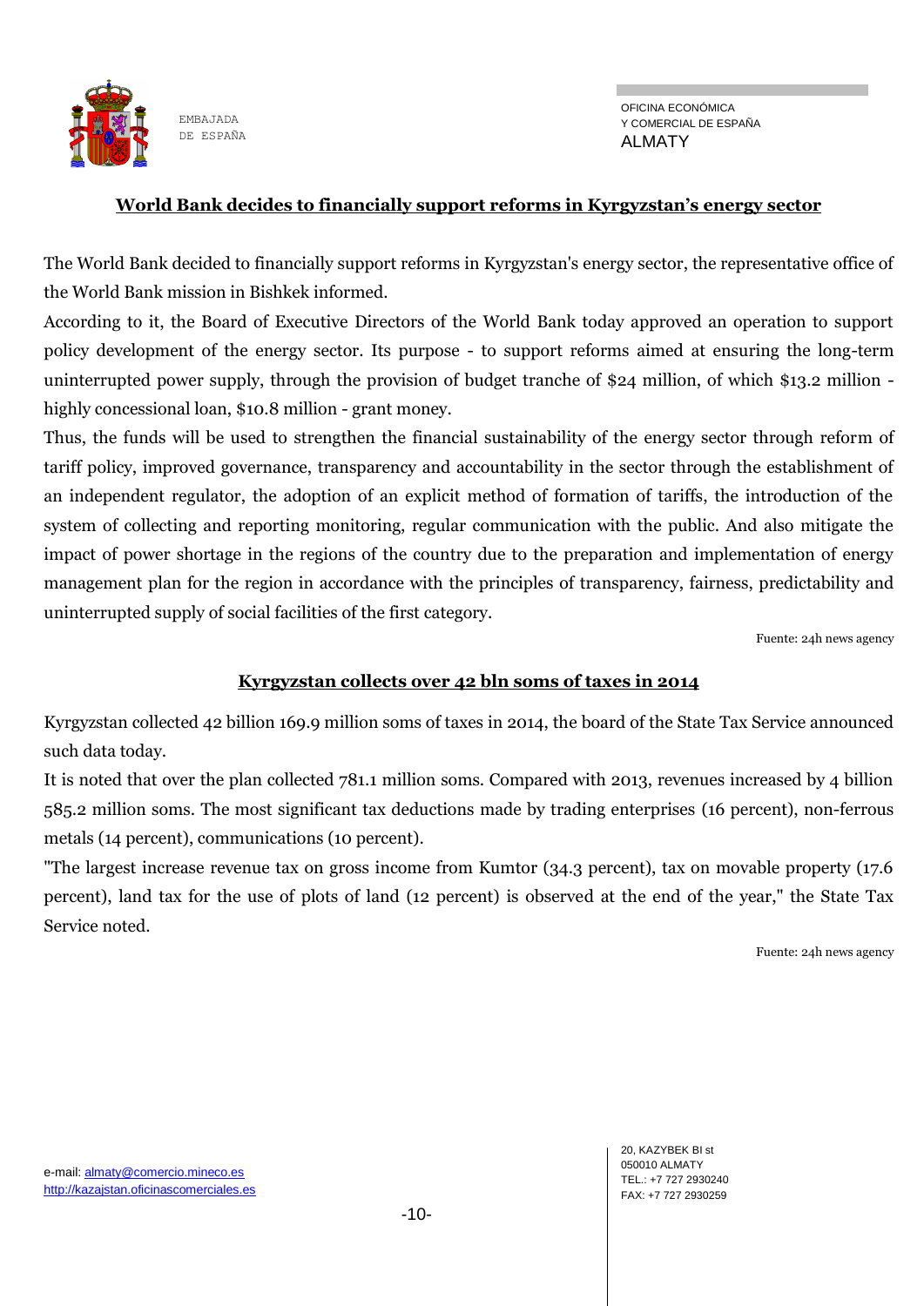## World Bank decides to financially support reforms in Kyrgyzstan's energy sector

The World Bank decided to financially support reforms in Kyrgyzstan's energy sector, the representative office of the World Bank mission in Bishkek informed.

According to it, the Board of Executive Directors of the World Bank today approved an operation to support policy development of the energy sector. Its purpose - to support reforms aimed at ensuring the long-term uninterrupted power supply, through the provision of budget tranche of $24 million, of which $13.2 million - highly concessional loan, $10.8 million - grant money.

Thus, the funds will be used to strengthen the financial sustainability of the energy sector through reform of tariff policy, improved governance, transparency and accountability in the sector through the establishment of an independent regulator, the adoption of an explicit method of formation of tariffs, the introduction of the system of collecting and reporting monitoring, regular communication with the public. And also mitigate the impact of power shortage in the regions of the country due to the preparation and implementation of energy management plan for the region in accordance with the principles of transparency, fairness, predictability and uninterrupted supply of social facilities of the first category.

Fuente: 24h news agency

## Kyrgyzstan collects over 42 bln soms of taxes in 2014

Kyrgyzstan collected 42 billion 169.9 million soms of taxes in 2014, the board of the State Tax Service announced such data today.

It is noted that over the plan collected 781.1 million soms. Compared with 2013, revenues increased by 4 billion 585.2 million soms. The most significant tax deductions made by trading enterprises (16 percent), non-ferrous metals (14 percent), communications (10 percent).

"The largest increase revenue tax on gross income from Kumtor (34.3 percent), tax on movable property (17.6 percent), land tax for the use of plots of land (12 percent) is observed at the end of the year," the State Tax Service noted.

Fuente: 24h news agency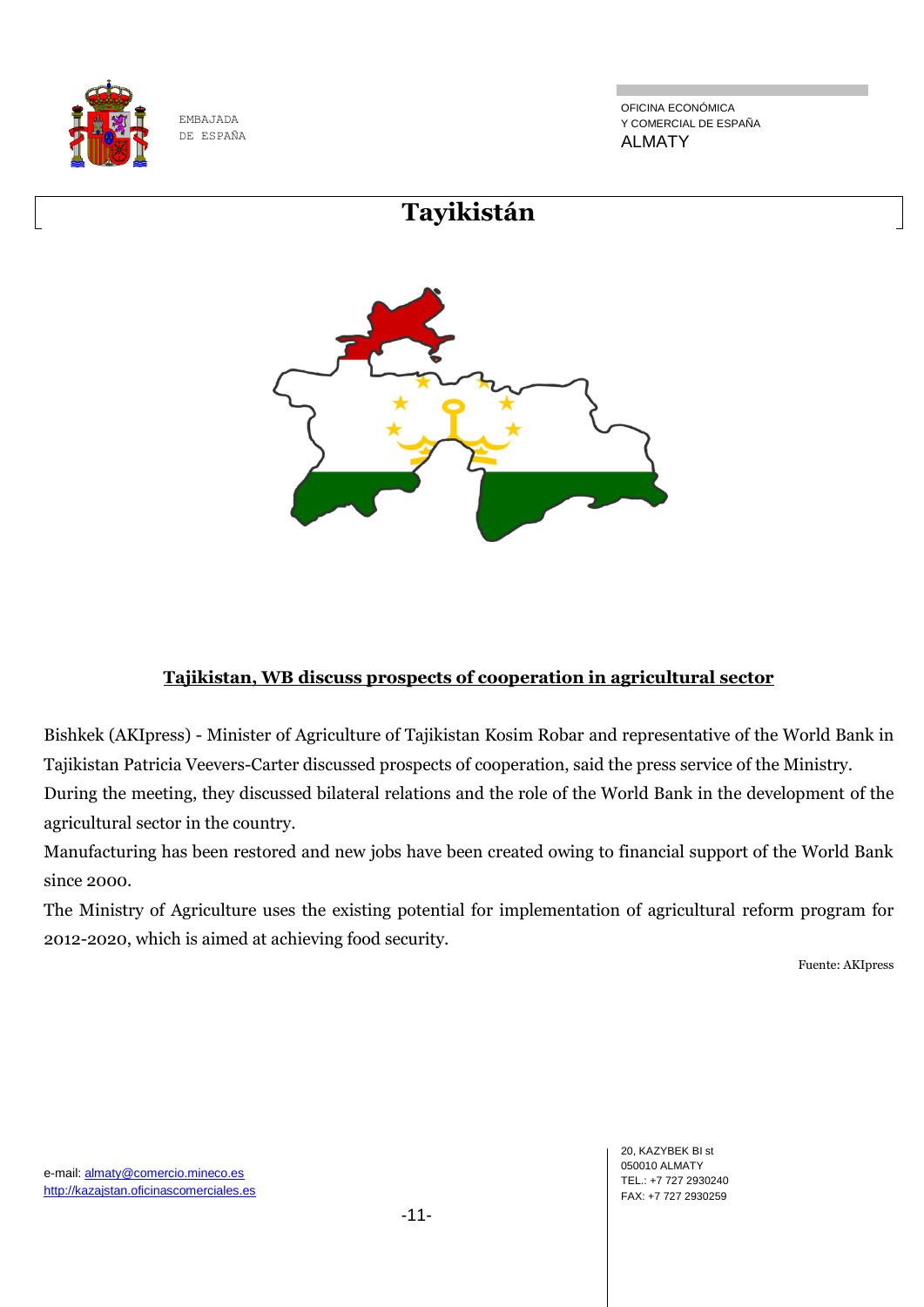# Tayikistán

**Tajikistan, WB discuss prospects of cooperation in agricultural sector**

Bishkek (AKIpress) - Minister of Agriculture of Tajikistan Kosim Robar and representative of the World Bank in Tajikistan Patricia Veevers-Carter discussed prospects of cooperation, said the press service of the Ministry.

During the meeting, they discussed bilateral relations and the role of the World Bank in the development of the agricultural sector in the country.

Manufacturing has been restored and new jobs have been created owing to financial support of the World Bank since 2000.

The Ministry of Agriculture uses the existing potential for implementation of agricultural reform program for 2012-2020, which is aimed at achieving food security.

Fuente: AKIpress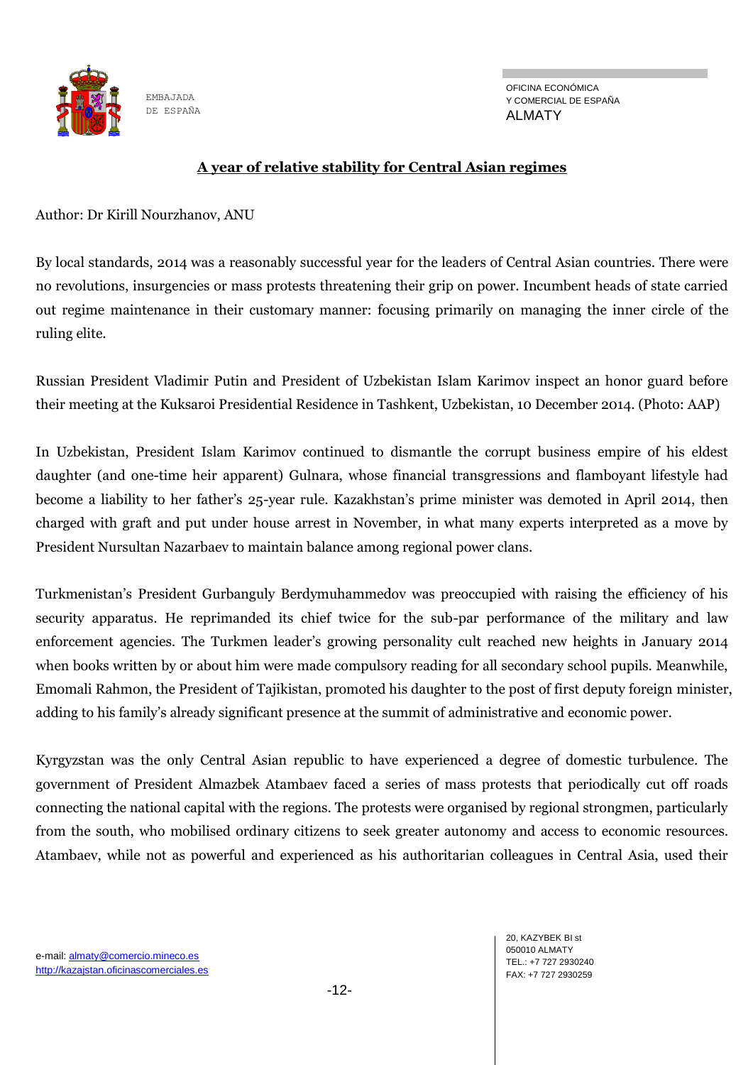## A year of relative stability for Central Asian regimes

Author: Dr Kirill Nourzhanov, ANU

By local standards, 2014 was a reasonably successful year for the leaders of Central Asian countries. There were no revolutions, insurgencies or mass protests threatening their grip on power. Incumbent heads of state carried out regime maintenance in their customary manner: focusing primarily on managing the inner circle of the ruling elite.

Russian President Vladimir Putin and President of Uzbekistan Islam Karimov inspect an honor guard before their meeting at the Kuksaroi Presidential Residence in Tashkent, Uzbekistan, 10 December 2014. (Photo: AAP)

In Uzbekistan, President Islam Karimov continued to dismantle the corrupt business empire of his eldest daughter (and one-time heir apparent) Gulnara, whose financial transgressions and flamboyant lifestyle had become a liability to her father's 25-year rule. Kazakhstan's prime minister was demoted in April 2014, then charged with graft and put under house arrest in November, in what many experts interpreted as a move by President Nursultan Nazarbaev to maintain balance among regional power clans.

Turkmenistan's President Gurbanguly Berdymuhammedov was preoccupied with raising the efficiency of his security apparatus. He reprimanded its chief twice for the sub-par performance of the military and law enforcement agencies. The Turkmen leader's growing personality cult reached new heights in January 2014 when books written by or about him were made compulsory reading for all secondary school pupils. Meanwhile, Emomali Rahmon, the President of Tajikistan, promoted his daughter to the post of first deputy foreign minister, adding to his family's already significant presence at the summit of administrative and economic power.

Kyrgyzstan was the only Central Asian republic to have experienced a degree of domestic turbulence. The government of President Almazbek Atambaev faced a series of mass protests that periodically cut off roads connecting the national capital with the regions. The protests were organised by regional strongmen, particularly from the south, who mobilised ordinary citizens to seek greater autonomy and access to economic resources. Atambaev, while not as powerful and experienced as his authoritarian colleagues in Central Asia, used their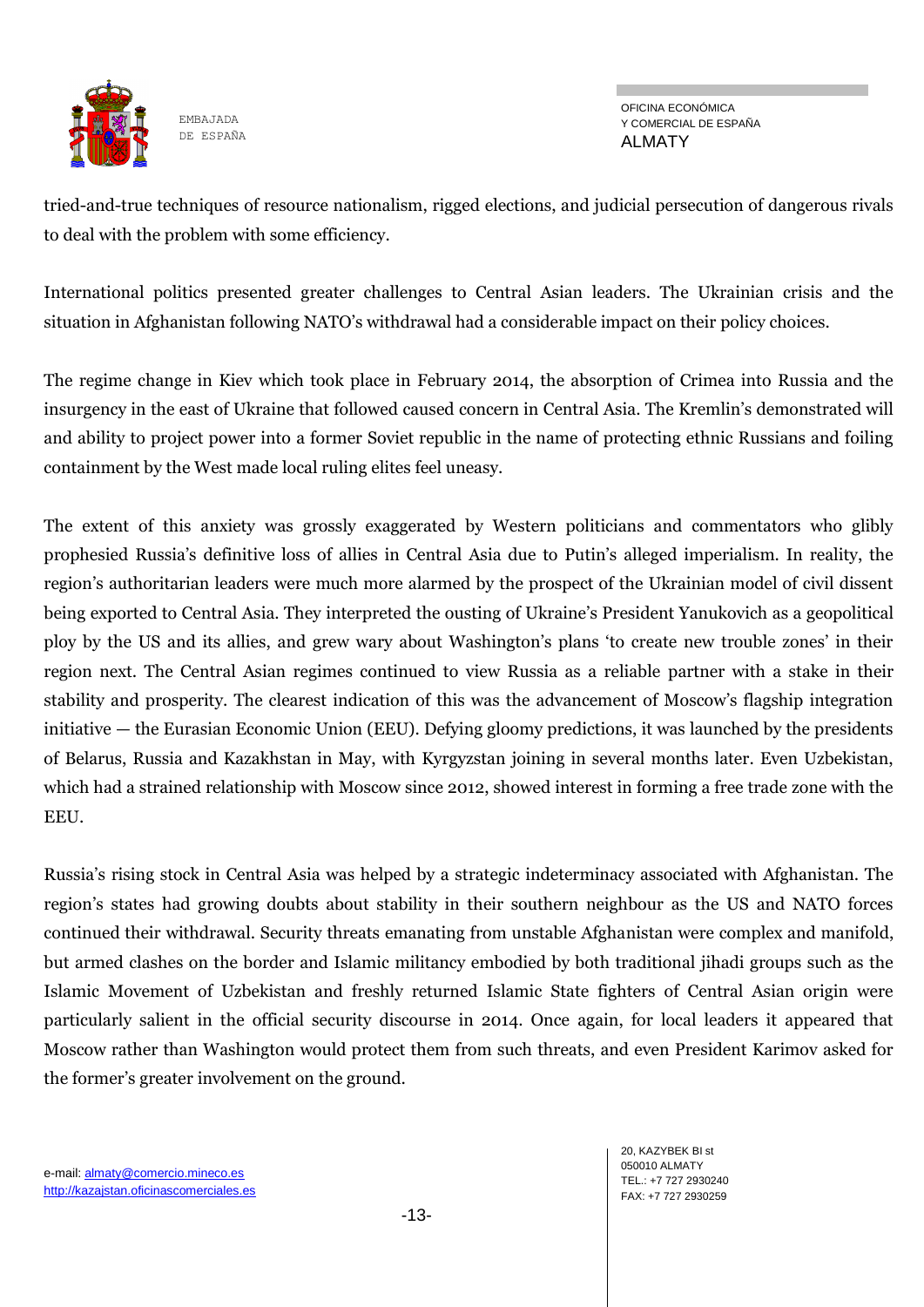tried-and-true techniques of resource nationalism, rigged elections, and judicial persecution of dangerous rivals to deal with the problem with some efficiency.

International politics presented greater challenges to Central Asian leaders. The Ukrainian crisis and the situation in Afghanistan following NATO's withdrawal had a considerable impact on their policy choices.

The regime change in Kiev which took place in February 2014, the absorption of Crimea into Russia and the insurgency in the east of Ukraine that followed caused concern in Central Asia. The Kremlin's demonstrated will and ability to project power into a former Soviet republic in the name of protecting ethnic Russians and foiling containment by the West made local ruling elites feel uneasy.

The extent of this anxiety was grossly exaggerated by Western politicians and commentators who glibly prophesied Russia's definitive loss of allies in Central Asia due to Putin's alleged imperialism. In reality, the region's authoritarian leaders were much more alarmed by the prospect of the Ukrainian model of civil dissent being exported to Central Asia. They interpreted the ousting of Ukraine's President Yanukovich as a geopolitical ploy by the US and its allies, and grew wary about Washington's plans 'to create new trouble zones' in their region next. The Central Asian regimes continued to view Russia as a reliable partner with a stake in their stability and prosperity. The clearest indication of this was the advancement of Moscow's flagship integration initiative — the Eurasian Economic Union (EEU). Defying gloomy predictions, it was launched by the presidents of Belarus, Russia and Kazakhstan in May, with Kyrgyzstan joining in several months later. Even Uzbekistan, which had a strained relationship with Moscow since 2012, showed interest in forming a free trade zone with the EEU.

Russia's rising stock in Central Asia was helped by a strategic indeterminacy associated with Afghanistan. The region's states had growing doubts about stability in their southern neighbour as the US and NATO forces continued their withdrawal. Security threats emanating from unstable Afghanistan were complex and manifold, but armed clashes on the border and Islamic militancy embodied by both traditional jihadi groups such as the Islamic Movement of Uzbekistan and freshly returned Islamic State fighters of Central Asian origin were particularly salient in the official security discourse in 2014. Once again, for local leaders it appeared that Moscow rather than Washington would protect them from such threats, and even President Karimov asked for the former's greater involvement on the ground.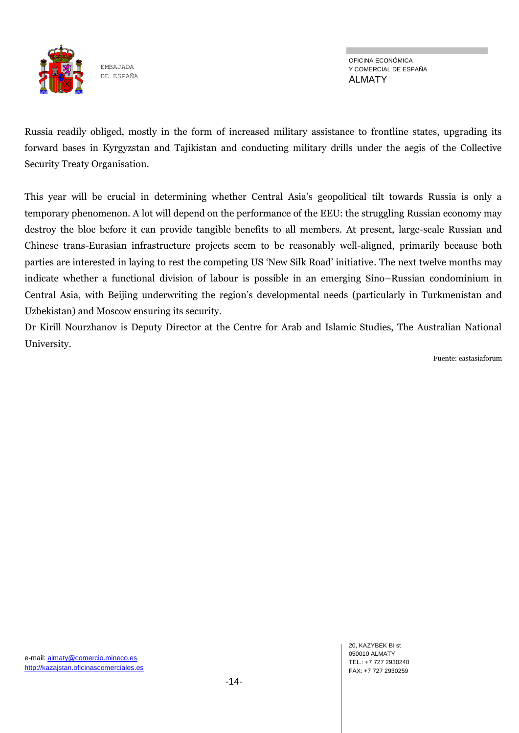Russia readily obliged, mostly in the form of increased military assistance to frontline states, upgrading its forward bases in Kyrgyzstan and Tajikistan and conducting military drills under the aegis of the Collective Security Treaty Organisation.

This year will be crucial in determining whether Central Asia's geopolitical tilt towards Russia is only a temporary phenomenon. A lot will depend on the performance of the EEU: the struggling Russian economy may destroy the bloc before it can provide tangible benefits to all members. At present, large-scale Russian and Chinese trans-Eurasian infrastructure projects seem to be reasonably well-aligned, primarily because both parties are interested in laying to rest the competing US 'New Silk Road' initiative. The next twelve months may indicate whether a functional division of labour is possible in an emerging Sino–Russian condominium in Central Asia, with Beijing underwriting the region's developmental needs (particularly in Turkmenistan and Uzbekistan) and Moscow ensuring its security.

Dr Kirill Nourzhanov is Deputy Director at the Centre for Arab and Islamic Studies, The Australian National University.

Fuente: eastasiaforum